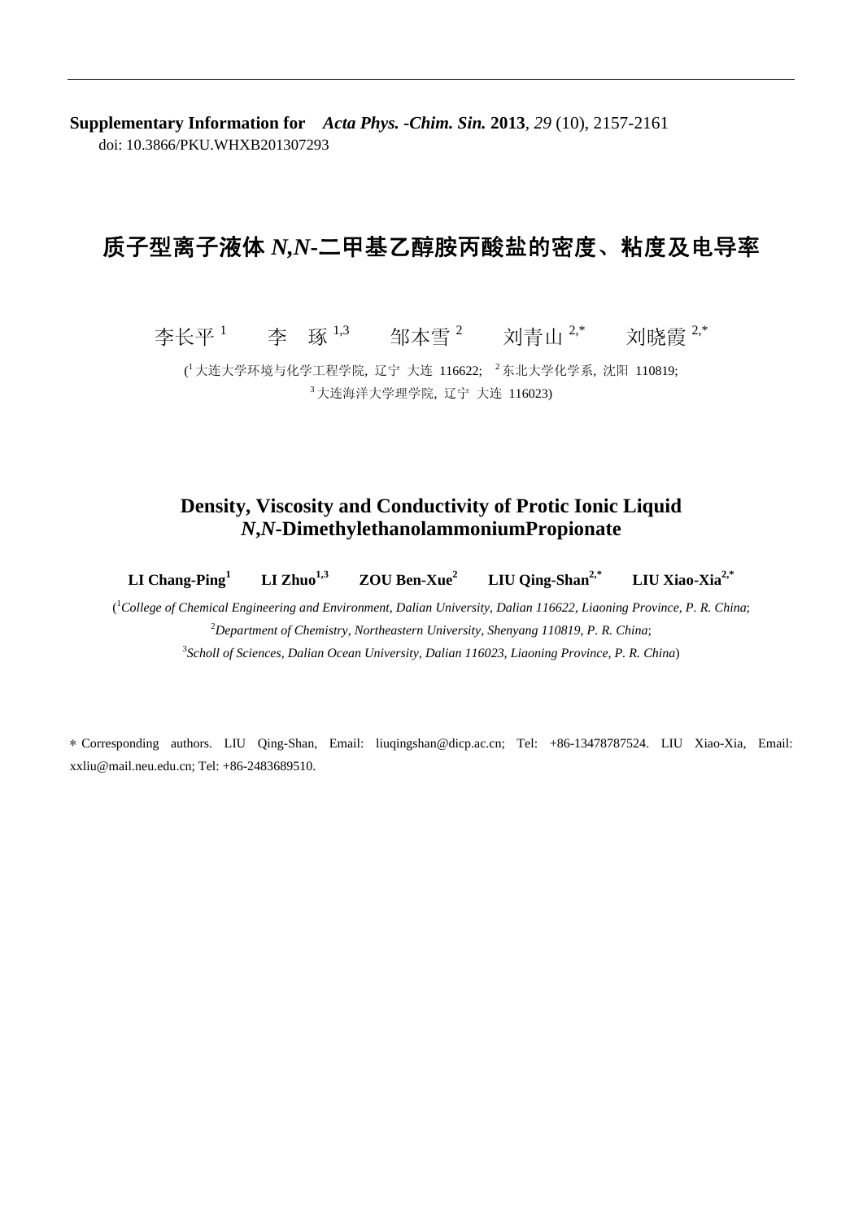**Supplementary Information for** *Acta Phys. -Chim. Sin.* **2013**, *29* (10), 2157-2161
doi: 10.3866/PKU.WHXB201307293

# 质子型离子液体 *N,N*-二甲基乙醇胺丙酸盐的密度、粘度及电导率

李长平 [1]　　李　琢 [1,3]　　邹本雪 [2]　　刘青山 [2,*]　　刘晓霞 [2,*]

([1] 大连大学环境与化学工程学院, 辽宁 大连 116622; [2] 东北大学化学系, 沈阳 110819;
[3] 大连海洋大学理学院, 辽宁 大连 116023)

# Density, Viscosity and Conductivity of Protic Ionic Liquid *N,N*-DimethylethanolammoniumPropionate

**LI Chang-Ping[1]　　LI Zhuo[1,3]　　ZOU Ben-Xue[2]　　LIU Qing-Shan[2,*]　　LIU Xiao-Xia[2,*]**

([1]*College of Chemical Engineering and Environment, Dalian University, Dalian 116622, Liaoning Province, P. R. China*;
[2]*Department of Chemistry, Northeastern University, Shenyang 110819, P. R. China*;
[3]*Scholl of Sciences, Dalian Ocean University, Dalian 116023, Liaoning Province, P. R. China*)

∗ Corresponding authors. LIU Qing-Shan, Email: liuqingshan@dicp.ac.cn; Tel: +86-13478787524. LIU Xiao-Xia, Email: xxliu@mail.neu.edu.cn; Tel: +86-2483689510.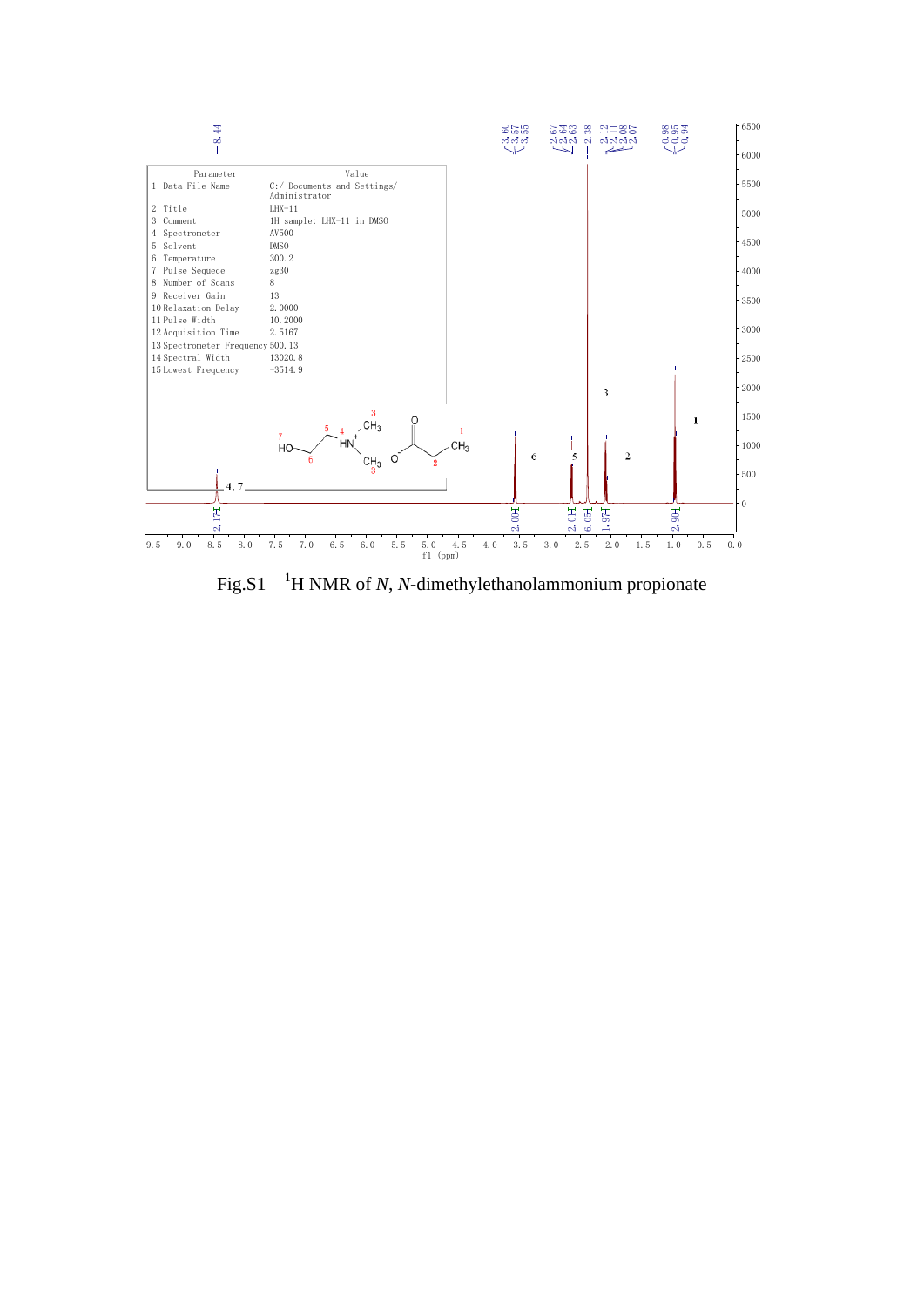8.44

3.60 3.57 3.55 2.67 2.64 2.63 2.38 2.12 2.11 2.08 2.07 0.98 0.95 0.94

| Parameter | Value |
|---|---|
| 1 Data File Name | C:/ Documents and Settings/ Administrator |
| 2 Title | LHX-11 |
| 3 Comment | 1H sample: LHX-11 in DMSO |
| 4 Spectrometer | AV500 |
| 5 Solvent | DMSO |
| 6 Temperature | 300.2 |
| 7 Pulse Sequece | zg30 |
| 8 Number of Scans | 8 |
| 9 Receiver Gain | 13 |
| 10 Relaxation Delay | 2.0000 |
| 11 Pulse Width | 10.2000 |
| 12 Acquisition Time | 2.5167 |
| 13 Spectrometer Frequency | 500.13 |
| 14 Spectral Width | 13020.8 |
| 15 Lowest Frequency | -3514.9 |

4, 7

6

5

3

2

1

2.17 2.00 2.01 6.05 1.97 2.96

9.5 9.0 8.5 8.0 7.5 7.0 6.5 6.0 5.5 5.0 4.5 4.0 3.5 3.0 2.5 2.0 1.5 1.0 0.5 0.0

f1 (ppm)

6500 6000 5500 5000 4500 4000 3500 3000 2500 2000 1500 1000 500 0

Fig.S1 $^{1}$H NMR of *N*, *N*-dimethylethanolammonium propionate